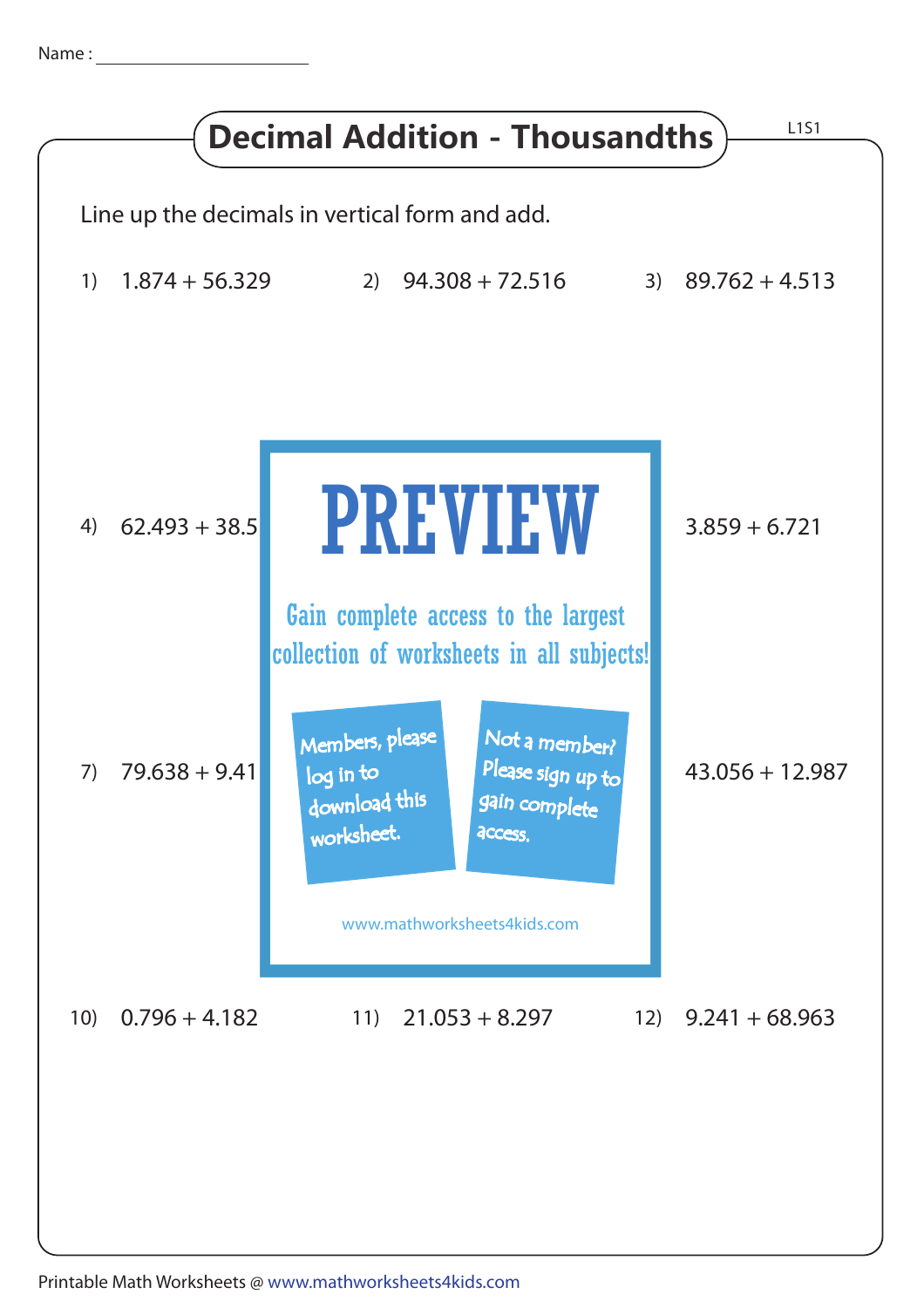Name : ____________________

# Decimal Addition - Thousandths

L1S1

Line up the decimals in vertical form and add.

1) 1.874 + 56.329

2) 94.308 + 72.516

3) 89.762 + 4.513

4) 62.493 + 38.5

3.859 + 6.721

7) 79.638 + 9.41

43.056 + 12.987

PREVIEW

Gain complete access to the largest collection of worksheets in all subjects!

Members, please log in to download this worksheet.

Not a member? Please sign up to gain complete access.

www.mathworksheets4kids.com

10) 0.796 + 4.182

11) 21.053 + 8.297

12) 9.241 + 68.963

Printable Math Worksheets @ www.mathworksheets4kids.com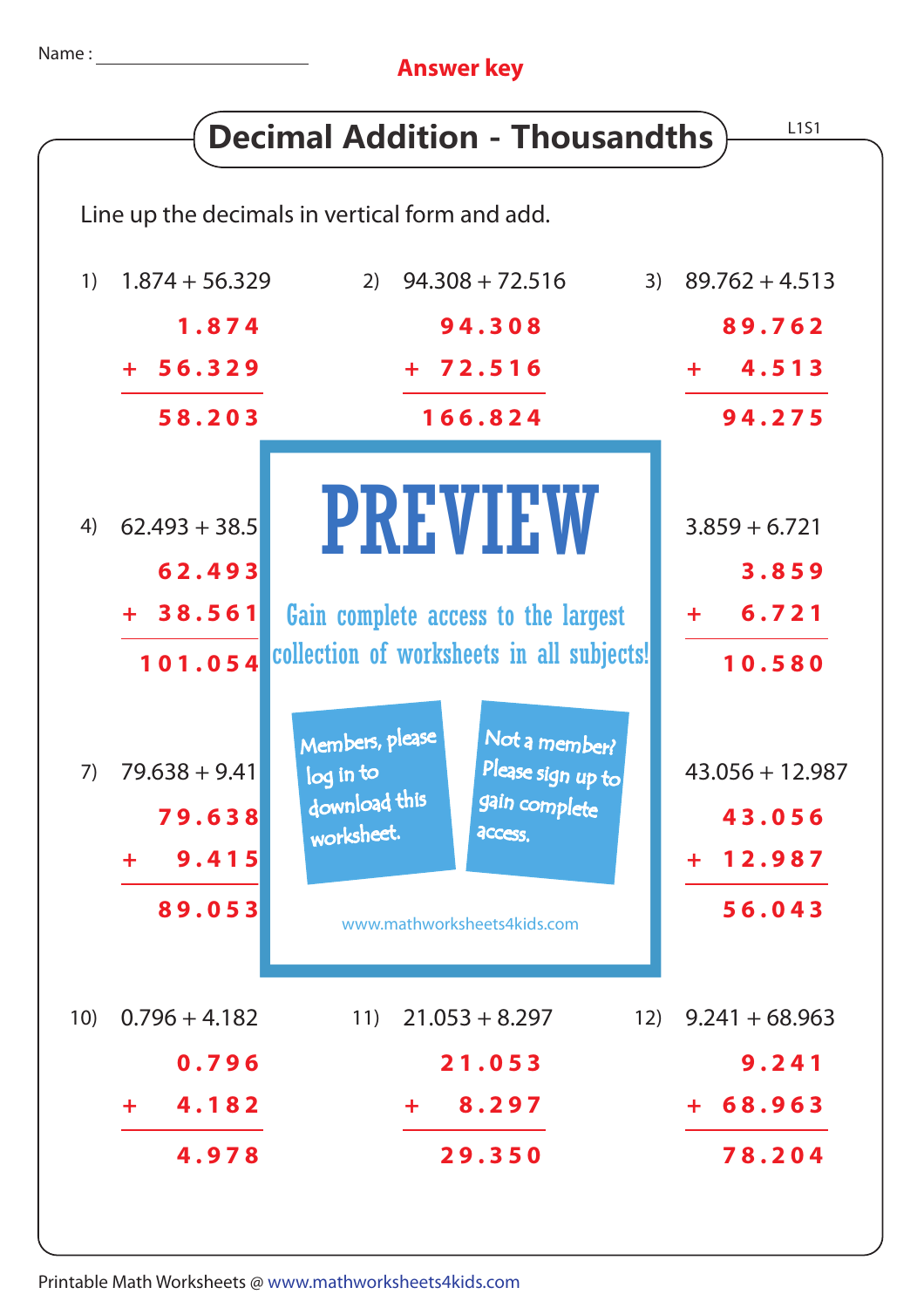Name : ______________________

**Answer key**

# Decimal Addition - Thousandths

L1S1

Line up the decimals in vertical form and add.

1) 1.874 + 56.329

```
    1.874
+  56.329
---------
   58.203
```

2) 94.308 + 72.516

```
   94.308
+  72.516
---------
  166.824
```

3) 89.762 + 4.513

```
   89.762
+   4.513
---------
   94.275
```

4) 62.493 + 38.5

```
   62.493
+  38.561
---------
  101.054
```

3.859 + 6.721

```
    3.859
+   6.721
---------
   10.580
```

7) 79.638 + 9.41

```
   79.638
+   9.415
---------
   89.053
```

43.056 + 12.987

```
   43.056
+  12.987
---------
   56.043
```

10) 0.796 + 4.182

```
    0.796
+   4.182
---------
    4.978
```

11) 21.053 + 8.297

```
   21.053
+   8.297
---------
   29.350
```

12) 9.241 + 68.963

```
    9.241
+  68.963
---------
   78.204
```

PREVIEW

Gain complete access to the largest collection of worksheets in all subjects!

Members, please log in to download this worksheet.

Not a member? Please sign up to gain complete access.

www.mathworksheets4kids.com

Printable Math Worksheets @ www.mathworksheets4kids.com